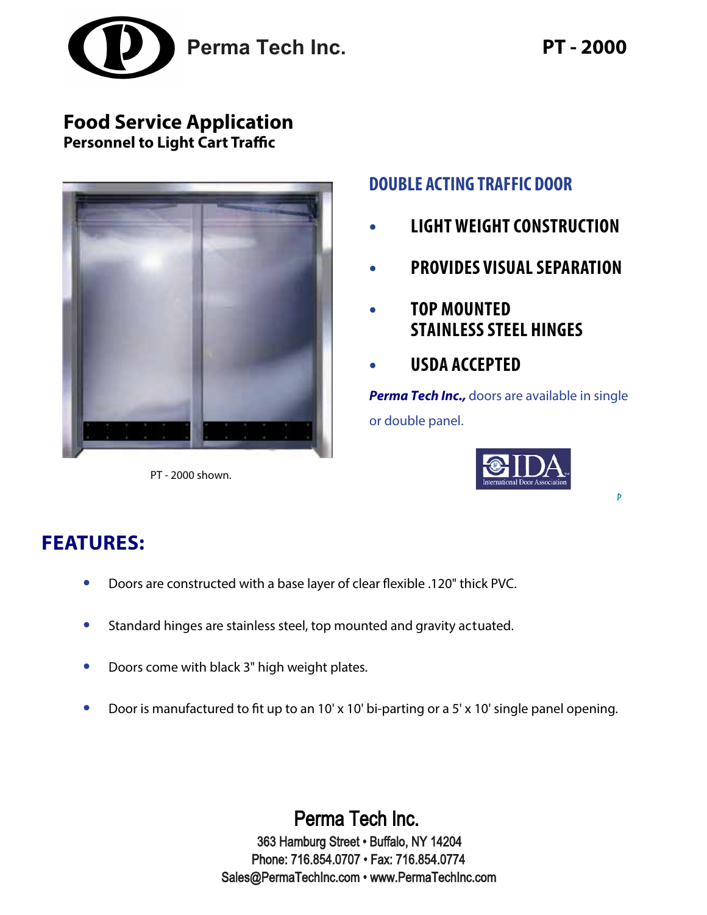Perma Tech Inc.

# PT - 2000

## Food Service Application

**Personnel to Light Cart Traffic**

PT - 2000 shown.

### DOUBLE ACTING TRAFFIC DOOR

- **LIGHT WEIGHT CONSTRUCTION**
- **PROVIDES VISUAL SEPARATION**
- **TOP MOUNTED STAINLESS STEEL HINGES**
- **USDA ACCEPTED**

***Perma Tech Inc.,*** doors are available in single or double panel.

IDA International Door Association

## FEATURES:

- Doors are constructed with a base layer of clear flexible .120" thick PVC.
- Standard hinges are stainless steel, top mounted and gravity actuated.
- Doors come with black 3" high weight plates.
- Door is manufactured to fit up to an 10' x 10' bi-parting or a 5' x 10' single panel opening.

Perma Tech Inc.

363 Hamburg Street • Buffalo, NY 14204
Phone: 716.854.0707 • Fax: 716.854.0774
Sales@PermaTechInc.com • www.PermaTechInc.com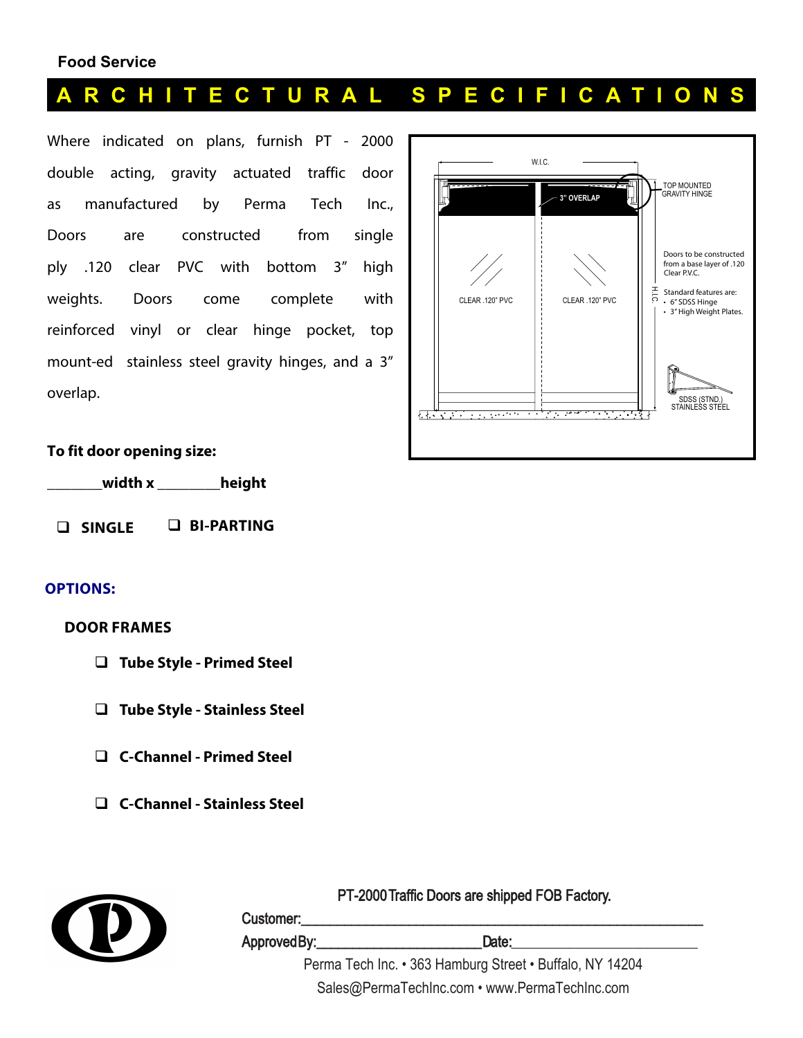**Food Service**

# ARCHITECTURAL SPECIFICATIONS

Where indicated on plans, furnish PT - 2000 double acting, gravity actuated traffic door as manufactured by Perma Tech Inc., Doors are constructed from single ply .120 clear PVC with bottom 3" high weights. Doors come complete with reinforced vinyl or clear hinge pocket, top mount-ed stainless steel gravity hinges, and a 3" overlap.

W.I.C.

3" OVERLAP

TOP MOUNTED GRAVITY HINGE

CLEAR .120" PVC

CLEAR .120" PVC

H.I.C.

Doors to be constructed from a base layer of .120 Clear P.V.C.

Standard features are:
- 6" SDSS Hinge
- 3" High Weight Plates.

SDSS (STND.) STAINLESS STEEL

**To fit door opening size:**

**_______width x ________height**

❑ **SINGLE** ❑ **BI-PARTING**

## OPTIONS:

### DOOR FRAMES

- ❑ **Tube Style - Primed Steel**
- ❑ **Tube Style - Stainless Steel**
- ❑ **C-Channel - Primed Steel**
- ❑ **C-Channel - Stainless Steel**

PT-2000 Traffic Doors are shipped FOB Factory.

Customer:_______________________________________________

Approved By:______________________ Date:________________________

Perma Tech Inc. • 363 Hamburg Street • Buffalo, NY 14204

Sales@PermaTechInc.com • www.PermaTechInc.com